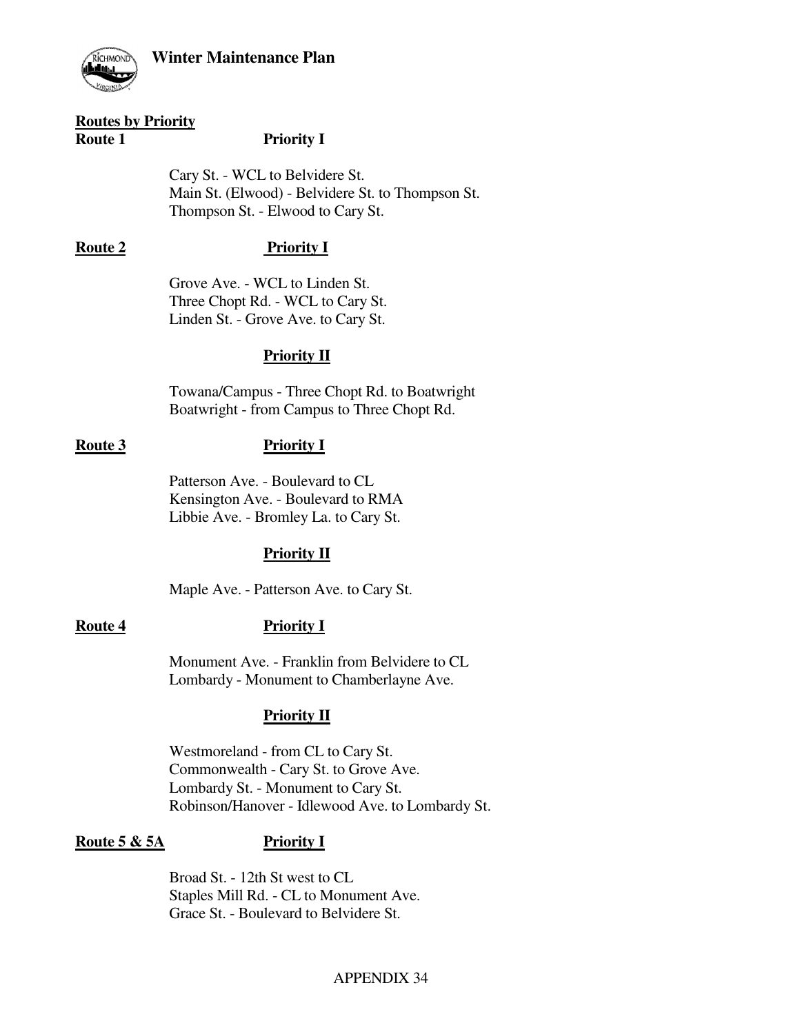# Winter Maintenance Plan

**Routes by Priority**

**Route 1** **Priority I**

Cary St. - WCL to Belvidere St.
Main St. (Elwood) - Belvidere St. to Thompson St.
Thompson St. - Elwood to Cary St.

**Route 2** **Priority I**

Grove Ave. - WCL to Linden St.
Three Chopt Rd. - WCL to Cary St.
Linden St. - Grove Ave. to Cary St.

**Priority II**

Towana/Campus - Three Chopt Rd. to Boatwright
Boatwright - from Campus to Three Chopt Rd.

**Route 3** **Priority I**

Patterson Ave. - Boulevard to CL
Kensington Ave. - Boulevard to RMA
Libbie Ave. - Bromley La. to Cary St.

**Priority II**

Maple Ave. - Patterson Ave. to Cary St.

**Route 4** **Priority I**

Monument Ave. - Franklin from Belvidere to CL
Lombardy - Monument to Chamberlayne Ave.

**Priority II**

Westmoreland - from CL to Cary St.
Commonwealth - Cary St. to Grove Ave.
Lombardy St. - Monument to Cary St.
Robinson/Hanover - Idlewood Ave. to Lombardy St.

**Route 5 & 5A** **Priority I**

Broad St. - 12th St west to CL
Staples Mill Rd. - CL to Monument Ave.
Grace St. - Boulevard to Belvidere St.

APPENDIX 34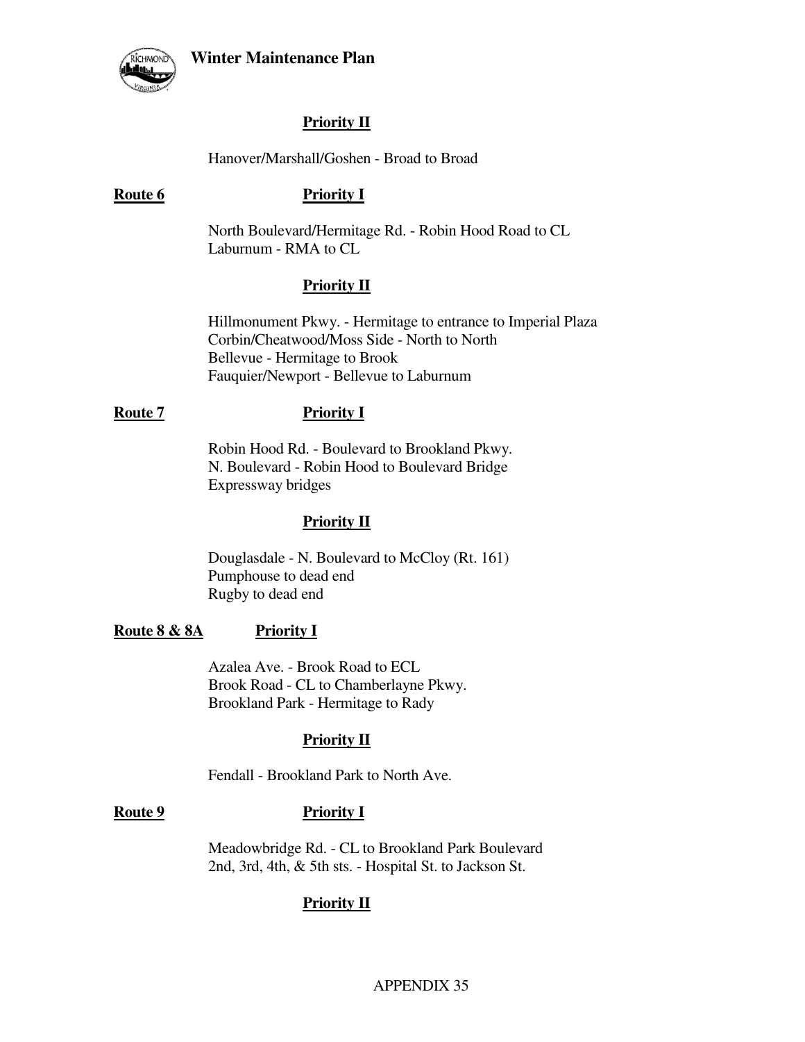**Priority II**

Hanover/Marshall/Goshen - Broad to Broad

**Route 6** **Priority I**

North Boulevard/Hermitage Rd. - Robin Hood Road to CL
Laburnum - RMA to CL

**Priority II**

Hillmonument Pkwy. - Hermitage to entrance to Imperial Plaza
Corbin/Cheatwood/Moss Side - North to North
Bellevue - Hermitage to Brook
Fauquier/Newport - Bellevue to Laburnum

**Route 7** **Priority I**

Robin Hood Rd. - Boulevard to Brookland Pkwy.
N. Boulevard - Robin Hood to Boulevard Bridge
Expressway bridges

**Priority II**

Douglasdale - N. Boulevard to McCloy (Rt. 161)
Pumphouse to dead end
Rugby to dead end

**Route 8 & 8A** **Priority I**

Azalea Ave. - Brook Road to ECL
Brook Road - CL to Chamberlayne Pkwy.
Brookland Park - Hermitage to Rady

**Priority II**

Fendall - Brookland Park to North Ave.

**Route 9** **Priority I**

Meadowbridge Rd. - CL to Brookland Park Boulevard
2nd, 3rd, 4th, & 5th sts. - Hospital St. to Jackson St.

**Priority II**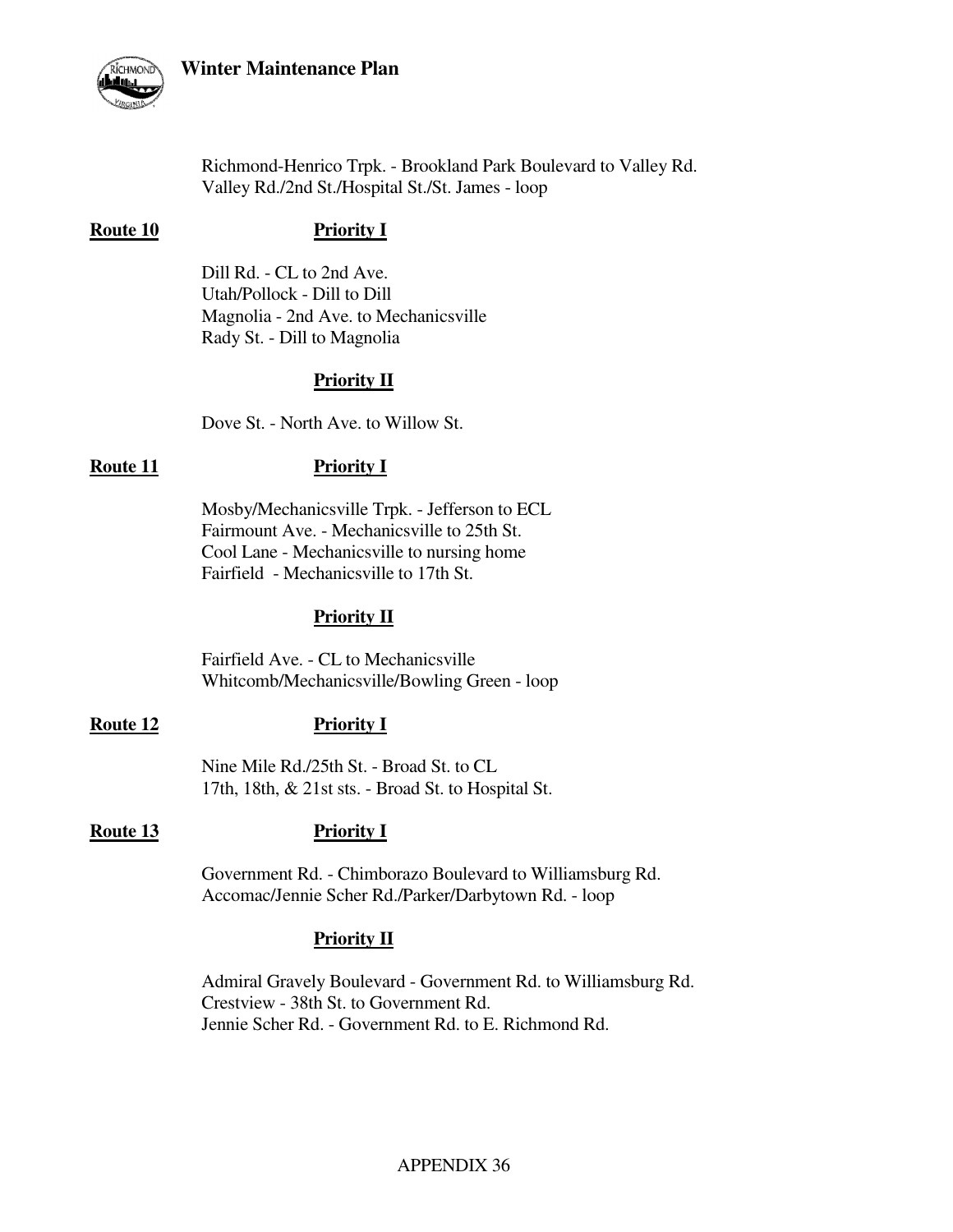Richmond-Henrico Trpk. - Brookland Park Boulevard to Valley Rd.
Valley Rd./2nd St./Hospital St./St. James - loop

**Route 10** **Priority I**

Dill Rd. - CL to 2nd Ave.
Utah/Pollock - Dill to Dill
Magnolia - 2nd Ave. to Mechanicsville
Rady St. - Dill to Magnolia

**Priority II**

Dove St. - North Ave. to Willow St.

**Route 11** **Priority I**

Mosby/Mechanicsville Trpk. - Jefferson to ECL
Fairmount Ave. - Mechanicsville to 25th St.
Cool Lane - Mechanicsville to nursing home
Fairfield - Mechanicsville to 17th St.

**Priority II**

Fairfield Ave. - CL to Mechanicsville
Whitcomb/Mechanicsville/Bowling Green - loop

**Route 12** **Priority I**

Nine Mile Rd./25th St. - Broad St. to CL
17th, 18th, & 21st sts. - Broad St. to Hospital St.

**Route 13** **Priority I**

Government Rd. - Chimborazo Boulevard to Williamsburg Rd.
Accomac/Jennie Scher Rd./Parker/Darbytown Rd. - loop

**Priority II**

Admiral Gravely Boulevard - Government Rd. to Williamsburg Rd.
Crestview - 38th St. to Government Rd.
Jennie Scher Rd. - Government Rd. to E. Richmond Rd.

APPENDIX 36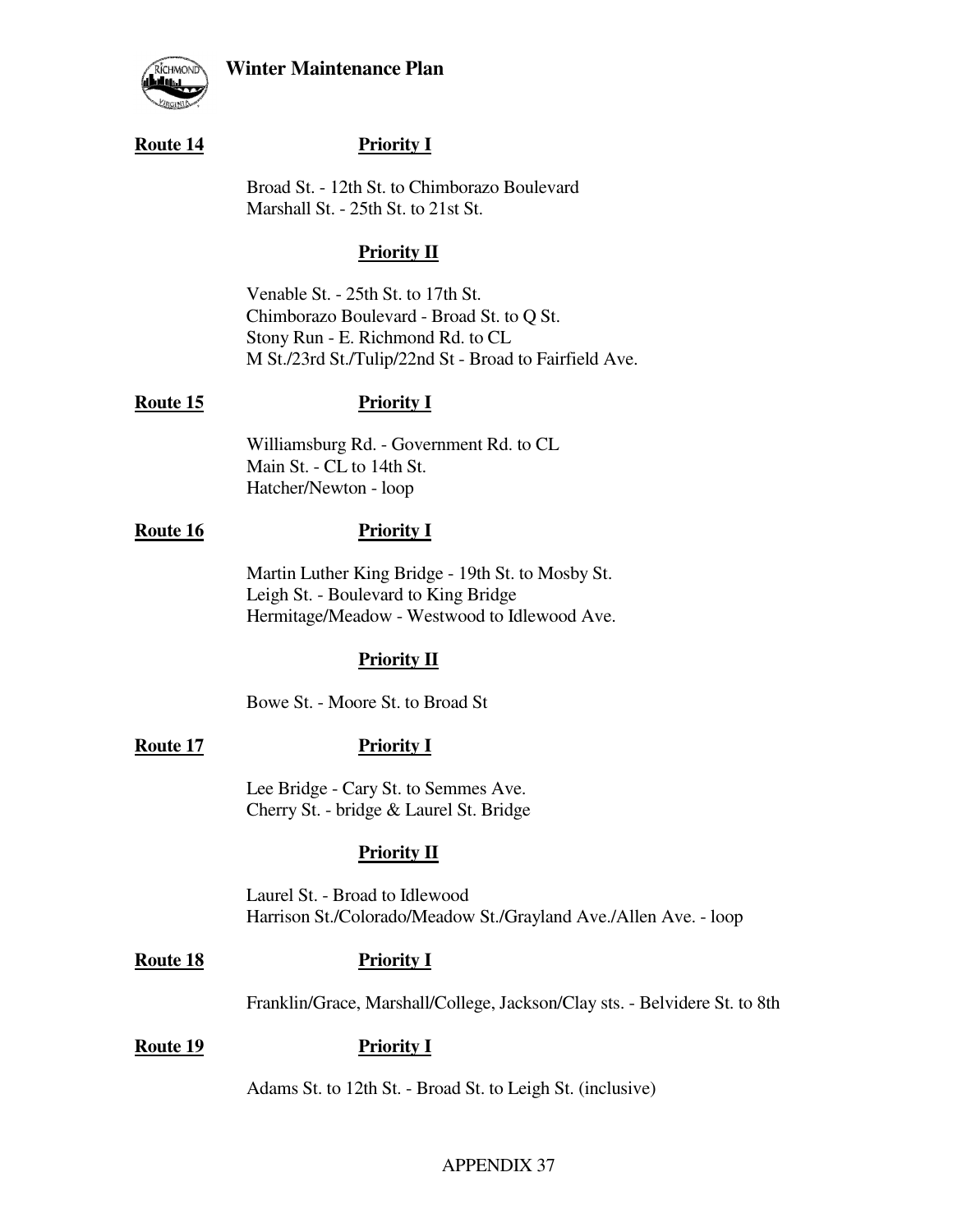**Route 14** **Priority I**

Broad St. - 12th St. to Chimborazo Boulevard
Marshall St. - 25th St. to 21st St.

**Priority II**

Venable St. - 25th St. to 17th St.
Chimborazo Boulevard - Broad St. to Q St.
Stony Run - E. Richmond Rd. to CL
M St./23rd St./Tulip/22nd St - Broad to Fairfield Ave.

**Route 15** **Priority I**

Williamsburg Rd. - Government Rd. to CL
Main St. - CL to 14th St.
Hatcher/Newton - loop

**Route 16** **Priority I**

Martin Luther King Bridge - 19th St. to Mosby St.
Leigh St. - Boulevard to King Bridge
Hermitage/Meadow - Westwood to Idlewood Ave.

**Priority II**

Bowe St. - Moore St. to Broad St

**Route 17** **Priority I**

Lee Bridge - Cary St. to Semmes Ave.
Cherry St. - bridge & Laurel St. Bridge

**Priority II**

Laurel St. - Broad to Idlewood
Harrison St./Colorado/Meadow St./Grayland Ave./Allen Ave. - loop

**Route 18** **Priority I**

Franklin/Grace, Marshall/College, Jackson/Clay sts. - Belvidere St. to 8th

**Route 19** **Priority I**

Adams St. to 12th St. - Broad St. to Leigh St. (inclusive)

APPENDIX 37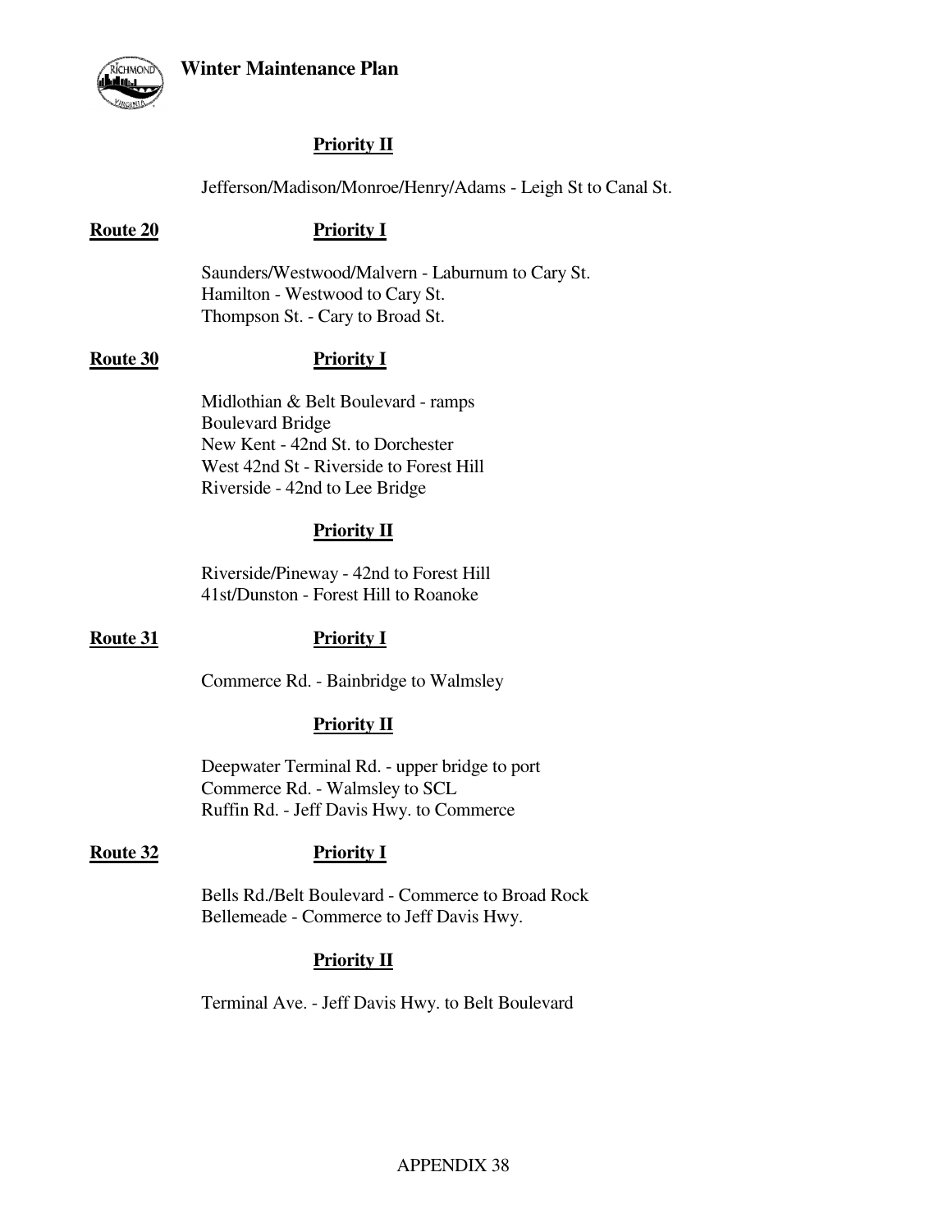**Priority II**

Jefferson/Madison/Monroe/Henry/Adams - Leigh St to Canal St.

**Route 20** **Priority I**

Saunders/Westwood/Malvern - Laburnum to Cary St.
Hamilton - Westwood to Cary St.
Thompson St. - Cary to Broad St.

**Route 30** **Priority I**

Midlothian & Belt Boulevard - ramps
Boulevard Bridge
New Kent - 42nd St. to Dorchester
West 42nd St - Riverside to Forest Hill
Riverside - 42nd to Lee Bridge

**Priority II**

Riverside/Pineway - 42nd to Forest Hill
41st/Dunston - Forest Hill to Roanoke

**Route 31** **Priority I**

Commerce Rd. - Bainbridge to Walmsley

**Priority II**

Deepwater Terminal Rd. - upper bridge to port
Commerce Rd. - Walmsley to SCL
Ruffin Rd. - Jeff Davis Hwy. to Commerce

**Route 32** **Priority I**

Bells Rd./Belt Boulevard - Commerce to Broad Rock
Bellemeade - Commerce to Jeff Davis Hwy.

**Priority II**

Terminal Ave. - Jeff Davis Hwy. to Belt Boulevard

APPENDIX 38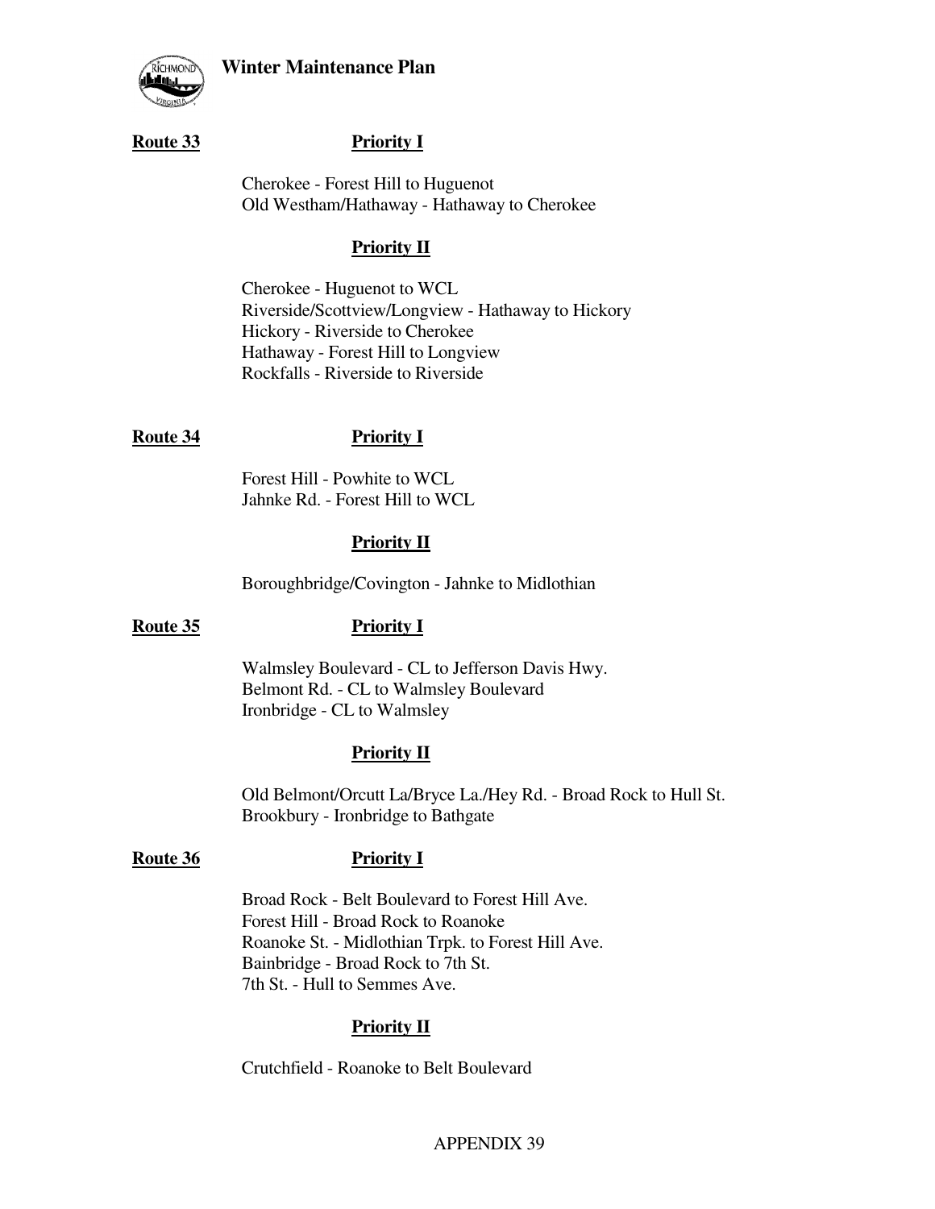**Route 33** **Priority I**

Cherokee - Forest Hill to Huguenot
Old Westham/Hathaway - Hathaway to Cherokee

**Priority II**

Cherokee - Huguenot to WCL
Riverside/Scottview/Longview - Hathaway to Hickory
Hickory - Riverside to Cherokee
Hathaway - Forest Hill to Longview
Rockfalls - Riverside to Riverside

**Route 34** **Priority I**

Forest Hill - Powhite to WCL
Jahnke Rd. - Forest Hill to WCL

**Priority II**

Boroughbridge/Covington - Jahnke to Midlothian

**Route 35** **Priority I**

Walmsley Boulevard - CL to Jefferson Davis Hwy.
Belmont Rd. - CL to Walmsley Boulevard
Ironbridge - CL to Walmsley

**Priority II**

Old Belmont/Orcutt La/Bryce La./Hey Rd. - Broad Rock to Hull St.
Brookbury - Ironbridge to Bathgate

**Route 36** **Priority I**

Broad Rock - Belt Boulevard to Forest Hill Ave.
Forest Hill - Broad Rock to Roanoke
Roanoke St. - Midlothian Trpk. to Forest Hill Ave.
Bainbridge - Broad Rock to 7th St.
7th St. - Hull to Semmes Ave.

**Priority II**

Crutchfield - Roanoke to Belt Boulevard

APPENDIX 39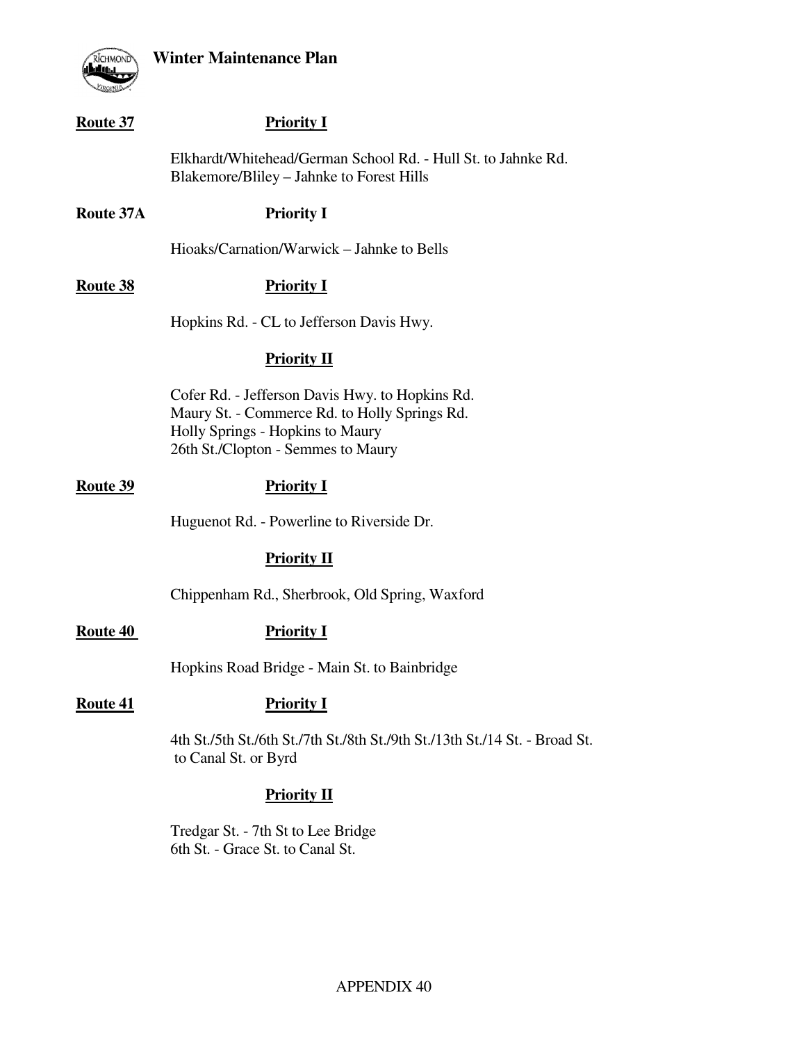**Route 37** **Priority I**

Elkhardt/Whitehead/German School Rd. - Hull St. to Jahnke Rd.
Blakemore/Bliley – Jahnke to Forest Hills

**Route 37A** **Priority I**

Hioaks/Carnation/Warwick – Jahnke to Bells

**Route 38** **Priority I**

Hopkins Rd. - CL to Jefferson Davis Hwy.

**Priority II**

Cofer Rd. - Jefferson Davis Hwy. to Hopkins Rd.
Maury St. - Commerce Rd. to Holly Springs Rd.
Holly Springs - Hopkins to Maury
26th St./Clopton - Semmes to Maury

**Route 39** **Priority I**

Huguenot Rd. - Powerline to Riverside Dr.

**Priority II**

Chippenham Rd., Sherbrook, Old Spring, Waxford

**Route 40** **Priority I**

Hopkins Road Bridge - Main St. to Bainbridge

**Route 41** **Priority I**

4th St./5th St./6th St./7th St./8th St./9th St./13th St./14 St. - Broad St. to Canal St. or Byrd

**Priority II**

Tredgar St. - 7th St to Lee Bridge
6th St. - Grace St. to Canal St.

APPENDIX 40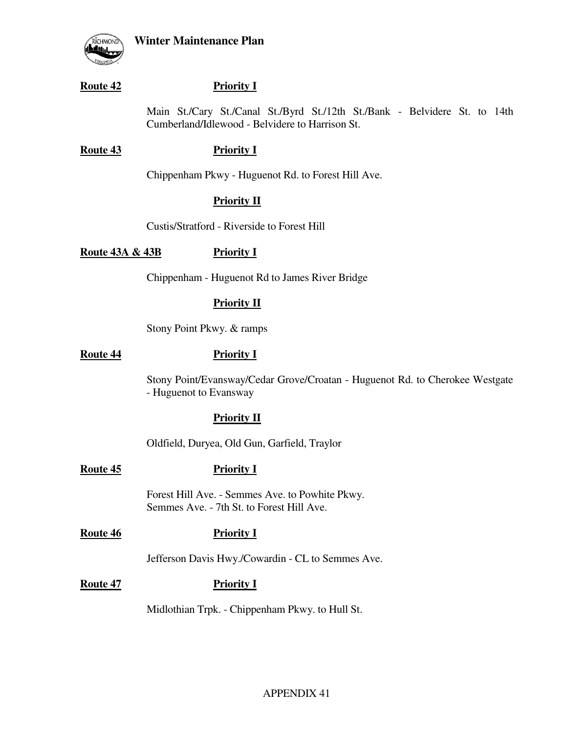**Route 42** **Priority I**

Main St./Cary St./Canal St./Byrd St./12th St./Bank - Belvidere St. to 14th Cumberland/Idlewood - Belvidere to Harrison St.

**Route 43** **Priority I**

Chippenham Pkwy - Huguenot Rd. to Forest Hill Ave.

**Priority II**

Custis/Stratford - Riverside to Forest Hill

**Route 43A & 43B** **Priority I**

Chippenham - Huguenot Rd to James River Bridge

**Priority II**

Stony Point Pkwy. & ramps

**Route 44** **Priority I**

Stony Point/Evansway/Cedar Grove/Croatan - Huguenot Rd. to Cherokee Westgate - Huguenot to Evansway

**Priority II**

Oldfield, Duryea, Old Gun, Garfield, Traylor

**Route 45** **Priority I**

Forest Hill Ave. - Semmes Ave. to Powhite Pkwy.
Semmes Ave. - 7th St. to Forest Hill Ave.

**Route 46** **Priority I**

Jefferson Davis Hwy./Cowardin - CL to Semmes Ave.

**Route 47** **Priority I**

Midlothian Trpk. - Chippenham Pkwy. to Hull St.

APPENDIX 41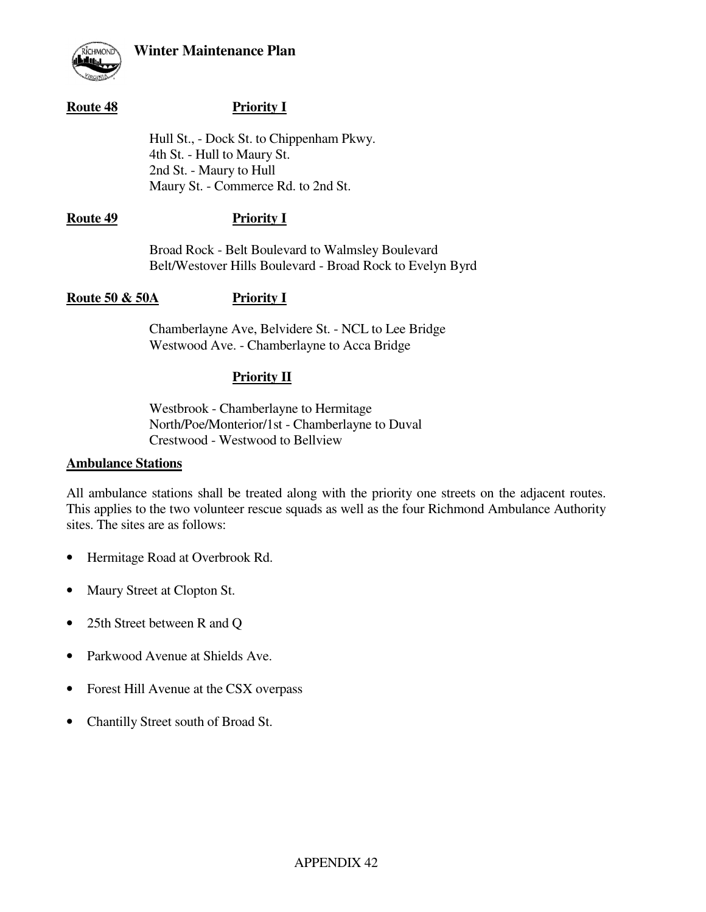**Route 48** **Priority I**

Hull St., - Dock St. to Chippenham Pkwy.
4th St. - Hull to Maury St.
2nd St. - Maury to Hull
Maury St. - Commerce Rd. to 2nd St.

**Route 49** **Priority I**

Broad Rock - Belt Boulevard to Walmsley Boulevard
Belt/Westover Hills Boulevard - Broad Rock to Evelyn Byrd

**Route 50 & 50A** **Priority I**

Chamberlayne Ave, Belvidere St. - NCL to Lee Bridge
Westwood Ave. - Chamberlayne to Acca Bridge

**Priority II**

Westbrook - Chamberlayne to Hermitage
North/Poe/Monterior/1st - Chamberlayne to Duval
Crestwood - Westwood to Bellview

**Ambulance Stations**

All ambulance stations shall be treated along with the priority one streets on the adjacent routes. This applies to the two volunteer rescue squads as well as the four Richmond Ambulance Authority sites. The sites are as follows:

- Hermitage Road at Overbrook Rd.
- Maury Street at Clopton St.
- 25th Street between R and Q
- Parkwood Avenue at Shields Ave.
- Forest Hill Avenue at the CSX overpass
- Chantilly Street south of Broad St.

APPENDIX 42